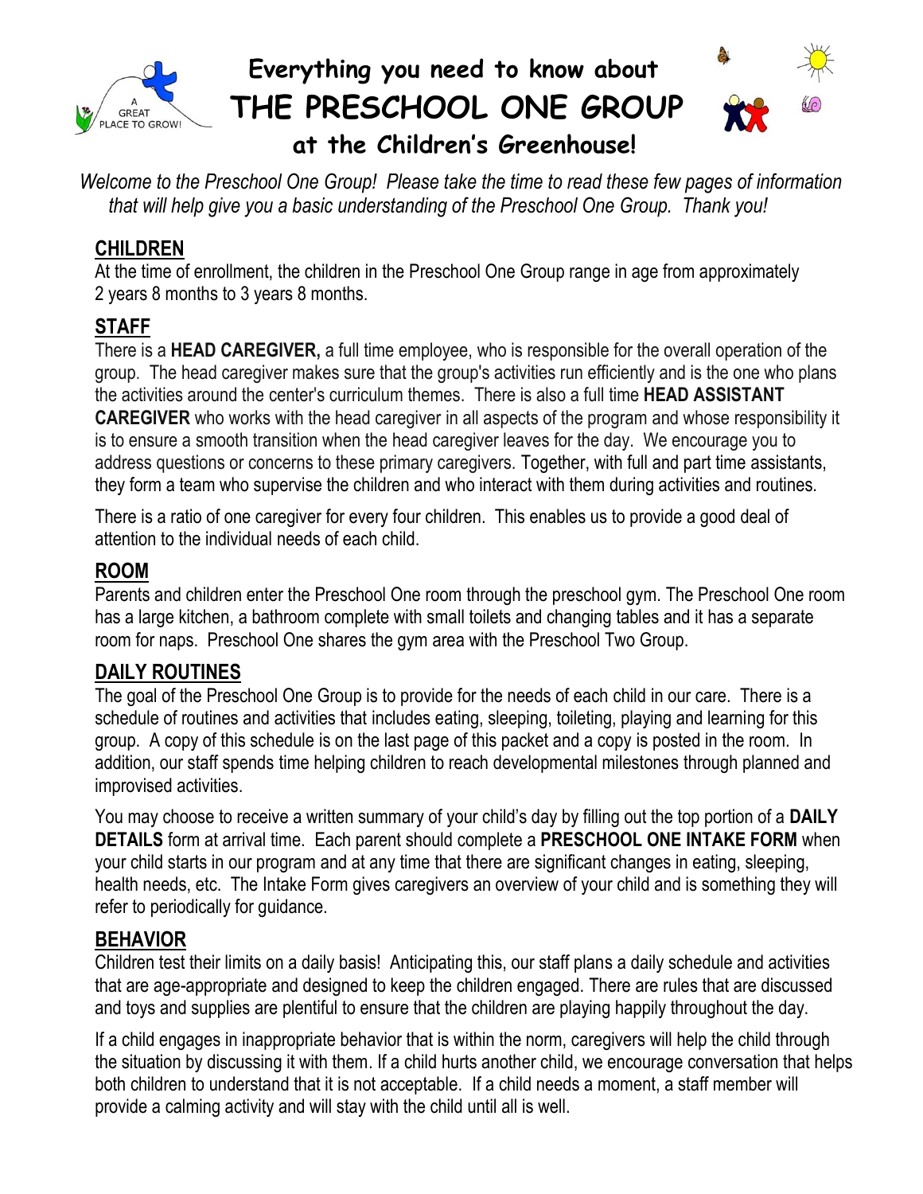# Everything you need to know about
# THE PRESCHOOL ONE GROUP
## at the Children's Greenhouse!

*Welcome to the Preschool One Group! Please take the time to read these few pages of information that will help give you a basic understanding of the Preschool One Group. Thank you!*

## CHILDREN

At the time of enrollment, the children in the Preschool One Group range in age from approximately 2 years 8 months to 3 years 8 months.

## STAFF

There is a **HEAD CAREGIVER,** a full time employee, who is responsible for the overall operation of the group. The head caregiver makes sure that the group's activities run efficiently and is the one who plans the activities around the center's curriculum themes. There is also a full time **HEAD ASSISTANT CAREGIVER** who works with the head caregiver in all aspects of the program and whose responsibility it is to ensure a smooth transition when the head caregiver leaves for the day. We encourage you to address questions or concerns to these primary caregivers. Together, with full and part time assistants, they form a team who supervise the children and who interact with them during activities and routines.

There is a ratio of one caregiver for every four children. This enables us to provide a good deal of attention to the individual needs of each child.

## ROOM

Parents and children enter the Preschool One room through the preschool gym. The Preschool One room has a large kitchen, a bathroom complete with small toilets and changing tables and it has a separate room for naps. Preschool One shares the gym area with the Preschool Two Group.

## DAILY ROUTINES

The goal of the Preschool One Group is to provide for the needs of each child in our care. There is a schedule of routines and activities that includes eating, sleeping, toileting, playing and learning for this group. A copy of this schedule is on the last page of this packet and a copy is posted in the room. In addition, our staff spends time helping children to reach developmental milestones through planned and improvised activities.

You may choose to receive a written summary of your child's day by filling out the top portion of a **DAILY DETAILS** form at arrival time. Each parent should complete a **PRESCHOOL ONE INTAKE FORM** when your child starts in our program and at any time that there are significant changes in eating, sleeping, health needs, etc. The Intake Form gives caregivers an overview of your child and is something they will refer to periodically for guidance.

## BEHAVIOR

Children test their limits on a daily basis! Anticipating this, our staff plans a daily schedule and activities that are age-appropriate and designed to keep the children engaged. There are rules that are discussed and toys and supplies are plentiful to ensure that the children are playing happily throughout the day.

If a child engages in inappropriate behavior that is within the norm, caregivers will help the child through the situation by discussing it with them. If a child hurts another child, we encourage conversation that helps both children to understand that it is not acceptable. If a child needs a moment, a staff member will provide a calming activity and will stay with the child until all is well.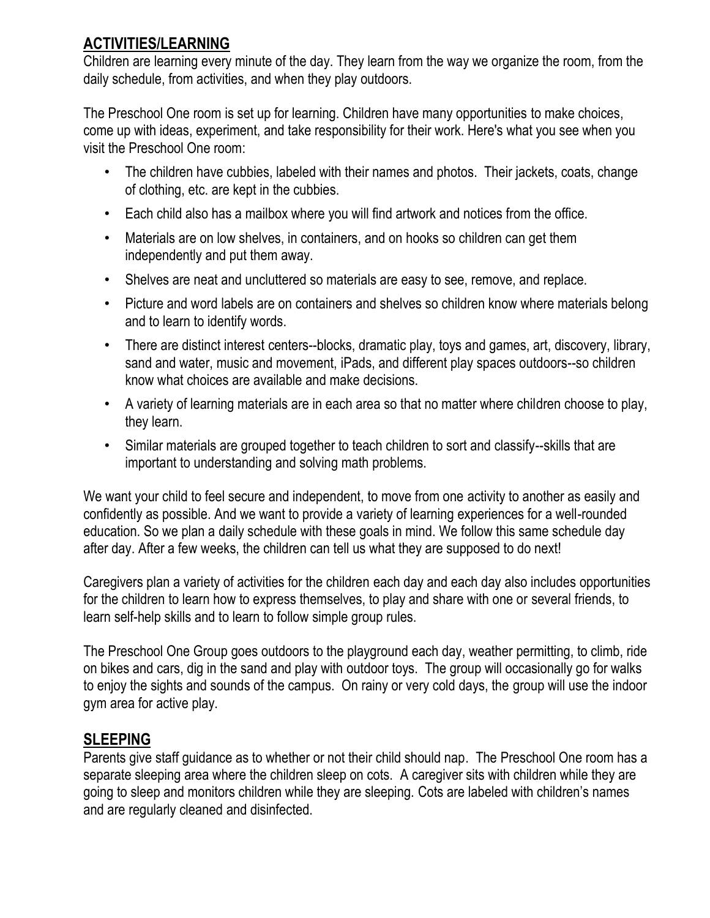## ACTIVITIES/LEARNING

Children are learning every minute of the day. They learn from the way we organize the room, from the daily schedule, from activities, and when they play outdoors.

The Preschool One room is set up for learning. Children have many opportunities to make choices, come up with ideas, experiment, and take responsibility for their work. Here's what you see when you visit the Preschool One room:

- The children have cubbies, labeled with their names and photos. Their jackets, coats, change of clothing, etc. are kept in the cubbies.
- Each child also has a mailbox where you will find artwork and notices from the office.
- Materials are on low shelves, in containers, and on hooks so children can get them independently and put them away.
- Shelves are neat and uncluttered so materials are easy to see, remove, and replace.
- Picture and word labels are on containers and shelves so children know where materials belong and to learn to identify words.
- There are distinct interest centers--blocks, dramatic play, toys and games, art, discovery, library, sand and water, music and movement, iPads, and different play spaces outdoors--so children know what choices are available and make decisions.
- A variety of learning materials are in each area so that no matter where children choose to play, they learn.
- Similar materials are grouped together to teach children to sort and classify--skills that are important to understanding and solving math problems.

We want your child to feel secure and independent, to move from one activity to another as easily and confidently as possible. And we want to provide a variety of learning experiences for a well-rounded education. So we plan a daily schedule with these goals in mind. We follow this same schedule day after day. After a few weeks, the children can tell us what they are supposed to do next!

Caregivers plan a variety of activities for the children each day and each day also includes opportunities for the children to learn how to express themselves, to play and share with one or several friends, to learn self-help skills and to learn to follow simple group rules.

The Preschool One Group goes outdoors to the playground each day, weather permitting, to climb, ride on bikes and cars, dig in the sand and play with outdoor toys. The group will occasionally go for walks to enjoy the sights and sounds of the campus. On rainy or very cold days, the group will use the indoor gym area for active play.

## SLEEPING

Parents give staff guidance as to whether or not their child should nap. The Preschool One room has a separate sleeping area where the children sleep on cots. A caregiver sits with children while they are going to sleep and monitors children while they are sleeping. Cots are labeled with children's names and are regularly cleaned and disinfected.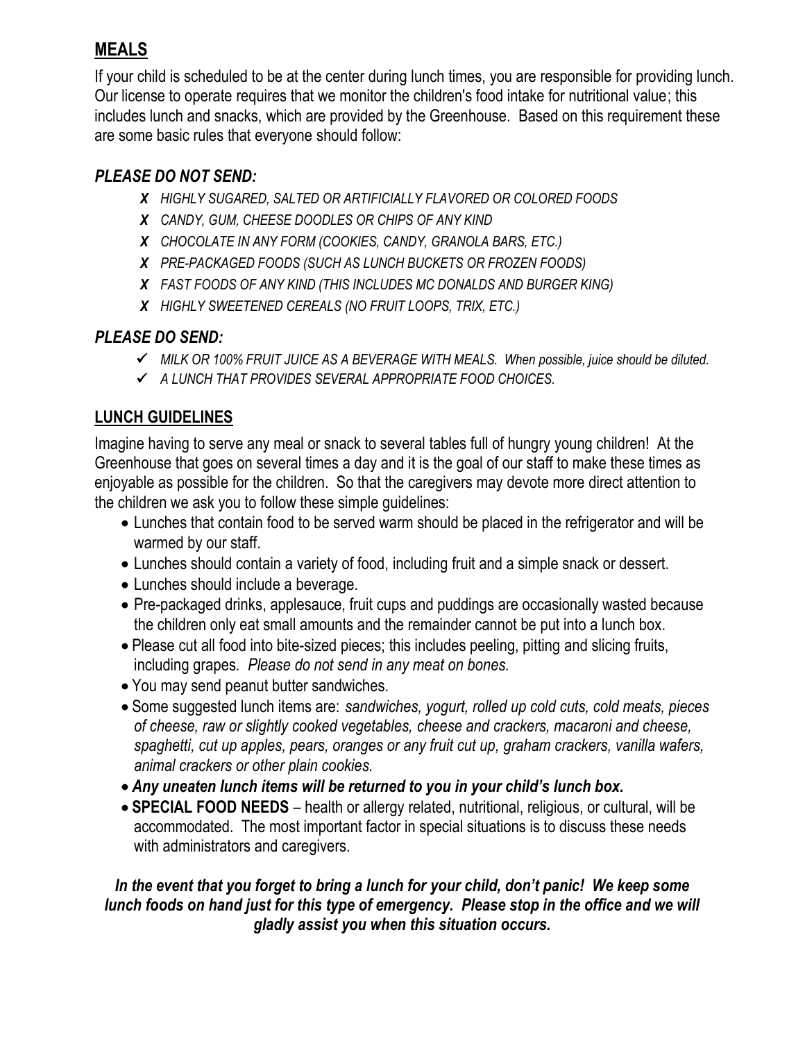## MEALS

If your child is scheduled to be at the center during lunch times, you are responsible for providing lunch. Our license to operate requires that we monitor the children's food intake for nutritional value; this includes lunch and snacks, which are provided by the Greenhouse. Based on this requirement these are some basic rules that everyone should follow:

### *PLEASE DO NOT SEND:*

- ✗ *HIGHLY SUGARED, SALTED OR ARTIFICIALLY FLAVORED OR COLORED FOODS*
- ✗ *CANDY, GUM, CHEESE DOODLES OR CHIPS OF ANY KIND*
- ✗ *CHOCOLATE IN ANY FORM (COOKIES, CANDY, GRANOLA BARS, ETC.)*
- ✗ *PRE-PACKAGED FOODS (SUCH AS LUNCH BUCKETS OR FROZEN FOODS)*
- ✗ *FAST FOODS OF ANY KIND (THIS INCLUDES MC DONALDS AND BURGER KING)*
- ✗ *HIGHLY SWEETENED CEREALS (NO FRUIT LOOPS, TRIX, ETC.)*

### *PLEASE DO SEND:*

- ✓ *MILK OR 100% FRUIT JUICE AS A BEVERAGE WITH MEALS. When possible, juice should be diluted.*
- ✓ *A LUNCH THAT PROVIDES SEVERAL APPROPRIATE FOOD CHOICES.*

## LUNCH GUIDELINES

Imagine having to serve any meal or snack to several tables full of hungry young children! At the Greenhouse that goes on several times a day and it is the goal of our staff to make these times as enjoyable as possible for the children. So that the caregivers may devote more direct attention to the children we ask you to follow these simple guidelines:

- Lunches that contain food to be served warm should be placed in the refrigerator and will be warmed by our staff.
- Lunches should contain a variety of food, including fruit and a simple snack or dessert.
- Lunches should include a beverage.
- Pre-packaged drinks, applesauce, fruit cups and puddings are occasionally wasted because the children only eat small amounts and the remainder cannot be put into a lunch box.
- Please cut all food into bite-sized pieces; this includes peeling, pitting and slicing fruits, including grapes. *Please do not send in any meat on bones.*
- You may send peanut butter sandwiches.
- Some suggested lunch items are: *sandwiches, yogurt, rolled up cold cuts, cold meats, pieces of cheese, raw or slightly cooked vegetables, cheese and crackers, macaroni and cheese, spaghetti, cut up apples, pears, oranges or any fruit cut up, graham crackers, vanilla wafers, animal crackers or other plain cookies.*
- ***Any uneaten lunch items will be returned to you in your child's lunch box.***
- **SPECIAL FOOD NEEDS** – health or allergy related, nutritional, religious, or cultural, will be accommodated. The most important factor in special situations is to discuss these needs with administrators and caregivers.

***In the event that you forget to bring a lunch for your child, don't panic! We keep some lunch foods on hand just for this type of emergency. Please stop in the office and we will gladly assist you when this situation occurs.***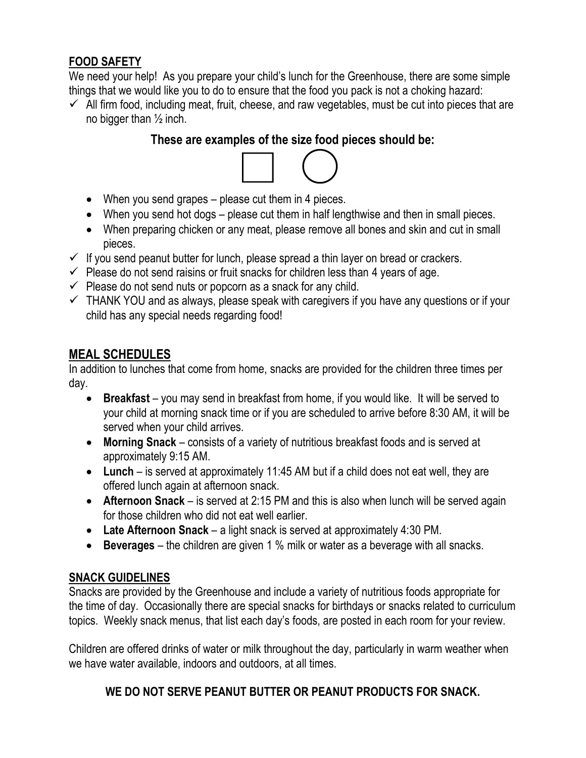## FOOD SAFETY

We need your help! As you prepare your child's lunch for the Greenhouse, there are some simple things that we would like you to do to ensure that the food you pack is not a choking hazard:

- ✓ All firm food, including meat, fruit, cheese, and raw vegetables, must be cut into pieces that are no bigger than ½ inch.

**These are examples of the size food pieces should be:**

  - When you send grapes – please cut them in 4 pieces.
  - When you send hot dogs – please cut them in half lengthwise and then in small pieces.
  - When preparing chicken or any meat, please remove all bones and skin and cut in small pieces.
- ✓ If you send peanut butter for lunch, please spread a thin layer on bread or crackers.
- ✓ Please do not send raisins or fruit snacks for children less than 4 years of age.
- ✓ Please do not send nuts or popcorn as a snack for any child.
- ✓ THANK YOU and as always, please speak with caregivers if you have any questions or if your child has any special needs regarding food!

## MEAL SCHEDULES

In addition to lunches that come from home, snacks are provided for the children three times per day.

- **Breakfast** – you may send in breakfast from home, if you would like. It will be served to your child at morning snack time or if you are scheduled to arrive before 8:30 AM, it will be served when your child arrives.
- **Morning Snack** – consists of a variety of nutritious breakfast foods and is served at approximately 9:15 AM.
- **Lunch** – is served at approximately 11:45 AM but if a child does not eat well, they are offered lunch again at afternoon snack.
- **Afternoon Snack** – is served at 2:15 PM and this is also when lunch will be served again for those children who did not eat well earlier.
- **Late Afternoon Snack** – a light snack is served at approximately 4:30 PM.
- **Beverages** – the children are given 1 % milk or water as a beverage with all snacks.

## SNACK GUIDELINES

Snacks are provided by the Greenhouse and include a variety of nutritious foods appropriate for the time of day. Occasionally there are special snacks for birthdays or snacks related to curriculum topics. Weekly snack menus, that list each day's foods, are posted in each room for your review.

Children are offered drinks of water or milk throughout the day, particularly in warm weather when we have water available, indoors and outdoors, at all times.

**WE DO NOT SERVE PEANUT BUTTER OR PEANUT PRODUCTS FOR SNACK.**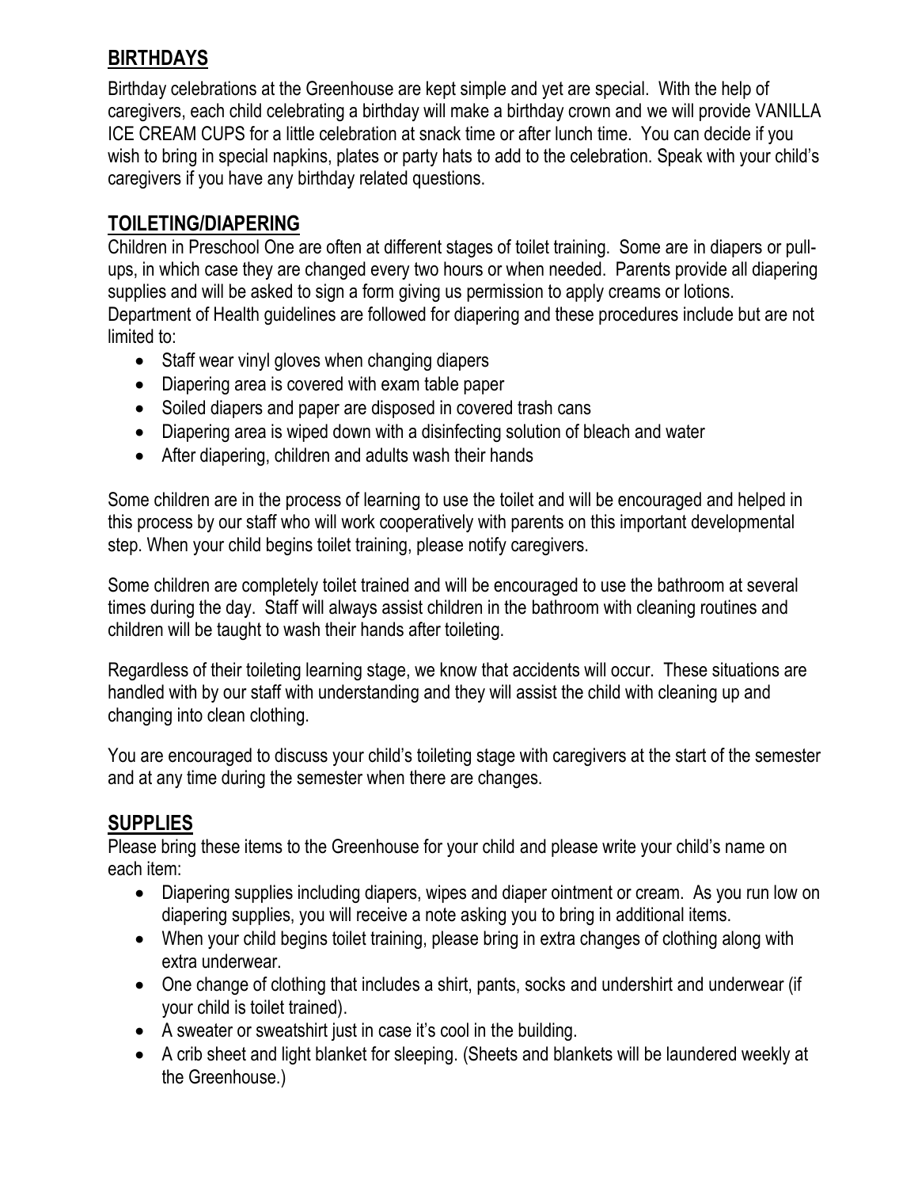## BIRTHDAYS

Birthday celebrations at the Greenhouse are kept simple and yet are special. With the help of caregivers, each child celebrating a birthday will make a birthday crown and we will provide VANILLA ICE CREAM CUPS for a little celebration at snack time or after lunch time. You can decide if you wish to bring in special napkins, plates or party hats to add to the celebration. Speak with your child's caregivers if you have any birthday related questions.

## TOILETING/DIAPERING

Children in Preschool One are often at different stages of toilet training. Some are in diapers or pull-ups, in which case they are changed every two hours or when needed. Parents provide all diapering supplies and will be asked to sign a form giving us permission to apply creams or lotions. Department of Health guidelines are followed for diapering and these procedures include but are not limited to:

- Staff wear vinyl gloves when changing diapers
- Diapering area is covered with exam table paper
- Soiled diapers and paper are disposed in covered trash cans
- Diapering area is wiped down with a disinfecting solution of bleach and water
- After diapering, children and adults wash their hands

Some children are in the process of learning to use the toilet and will be encouraged and helped in this process by our staff who will work cooperatively with parents on this important developmental step. When your child begins toilet training, please notify caregivers.

Some children are completely toilet trained and will be encouraged to use the bathroom at several times during the day. Staff will always assist children in the bathroom with cleaning routines and children will be taught to wash their hands after toileting.

Regardless of their toileting learning stage, we know that accidents will occur. These situations are handled with by our staff with understanding and they will assist the child with cleaning up and changing into clean clothing.

You are encouraged to discuss your child's toileting stage with caregivers at the start of the semester and at any time during the semester when there are changes.

## SUPPLIES

Please bring these items to the Greenhouse for your child and please write your child's name on each item:

- Diapering supplies including diapers, wipes and diaper ointment or cream. As you run low on diapering supplies, you will receive a note asking you to bring in additional items.
- When your child begins toilet training, please bring in extra changes of clothing along with extra underwear.
- One change of clothing that includes a shirt, pants, socks and undershirt and underwear (if your child is toilet trained).
- A sweater or sweatshirt just in case it's cool in the building.
- A crib sheet and light blanket for sleeping. (Sheets and blankets will be laundered weekly at the Greenhouse.)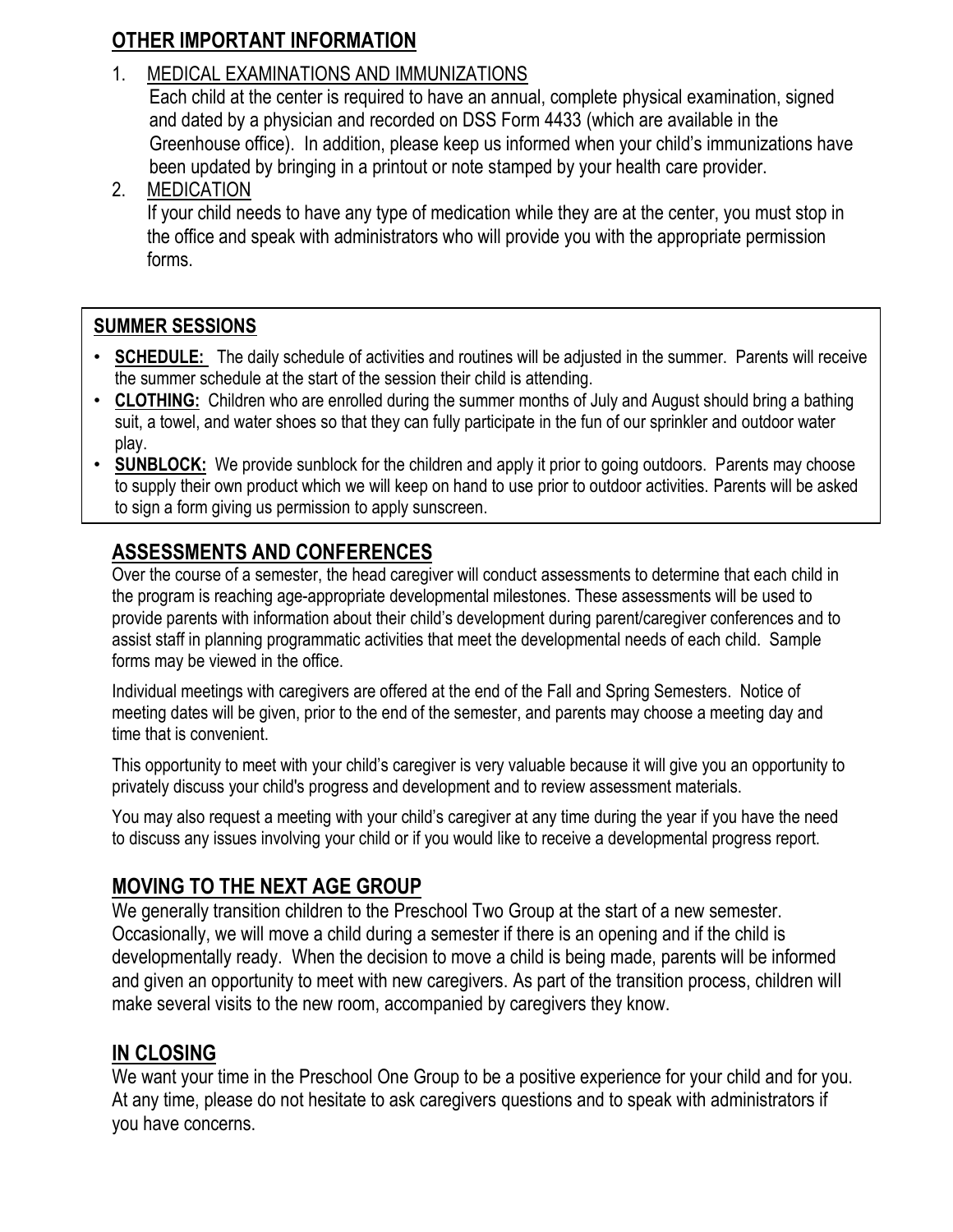## OTHER IMPORTANT INFORMATION

1. MEDICAL EXAMINATIONS AND IMMUNIZATIONS

   Each child at the center is required to have an annual, complete physical examination, signed and dated by a physician and recorded on DSS Form 4433 (which are available in the Greenhouse office). In addition, please keep us informed when your child's immunizations have been updated by bringing in a printout or note stamped by your health care provider.

2. MEDICATION

   If your child needs to have any type of medication while they are at the center, you must stop in the office and speak with administrators who will provide you with the appropriate permission forms.

## SUMMER SESSIONS

- **SCHEDULE:** The daily schedule of activities and routines will be adjusted in the summer. Parents will receive the summer schedule at the start of the session their child is attending.
- **CLOTHING:** Children who are enrolled during the summer months of July and August should bring a bathing suit, a towel, and water shoes so that they can fully participate in the fun of our sprinkler and outdoor water play.
- **SUNBLOCK:** We provide sunblock for the children and apply it prior to going outdoors. Parents may choose to supply their own product which we will keep on hand to use prior to outdoor activities. Parents will be asked to sign a form giving us permission to apply sunscreen.

## ASSESSMENTS AND CONFERENCES

Over the course of a semester, the head caregiver will conduct assessments to determine that each child in the program is reaching age-appropriate developmental milestones. These assessments will be used to provide parents with information about their child's development during parent/caregiver conferences and to assist staff in planning programmatic activities that meet the developmental needs of each child. Sample forms may be viewed in the office.

Individual meetings with caregivers are offered at the end of the Fall and Spring Semesters. Notice of meeting dates will be given, prior to the end of the semester, and parents may choose a meeting day and time that is convenient.

This opportunity to meet with your child's caregiver is very valuable because it will give you an opportunity to privately discuss your child's progress and development and to review assessment materials.

You may also request a meeting with your child's caregiver at any time during the year if you have the need to discuss any issues involving your child or if you would like to receive a developmental progress report.

## MOVING TO THE NEXT AGE GROUP

We generally transition children to the Preschool Two Group at the start of a new semester. Occasionally, we will move a child during a semester if there is an opening and if the child is developmentally ready. When the decision to move a child is being made, parents will be informed and given an opportunity to meet with new caregivers. As part of the transition process, children will make several visits to the new room, accompanied by caregivers they know.

## IN CLOSING

We want your time in the Preschool One Group to be a positive experience for your child and for you. At any time, please do not hesitate to ask caregivers questions and to speak with administrators if you have concerns.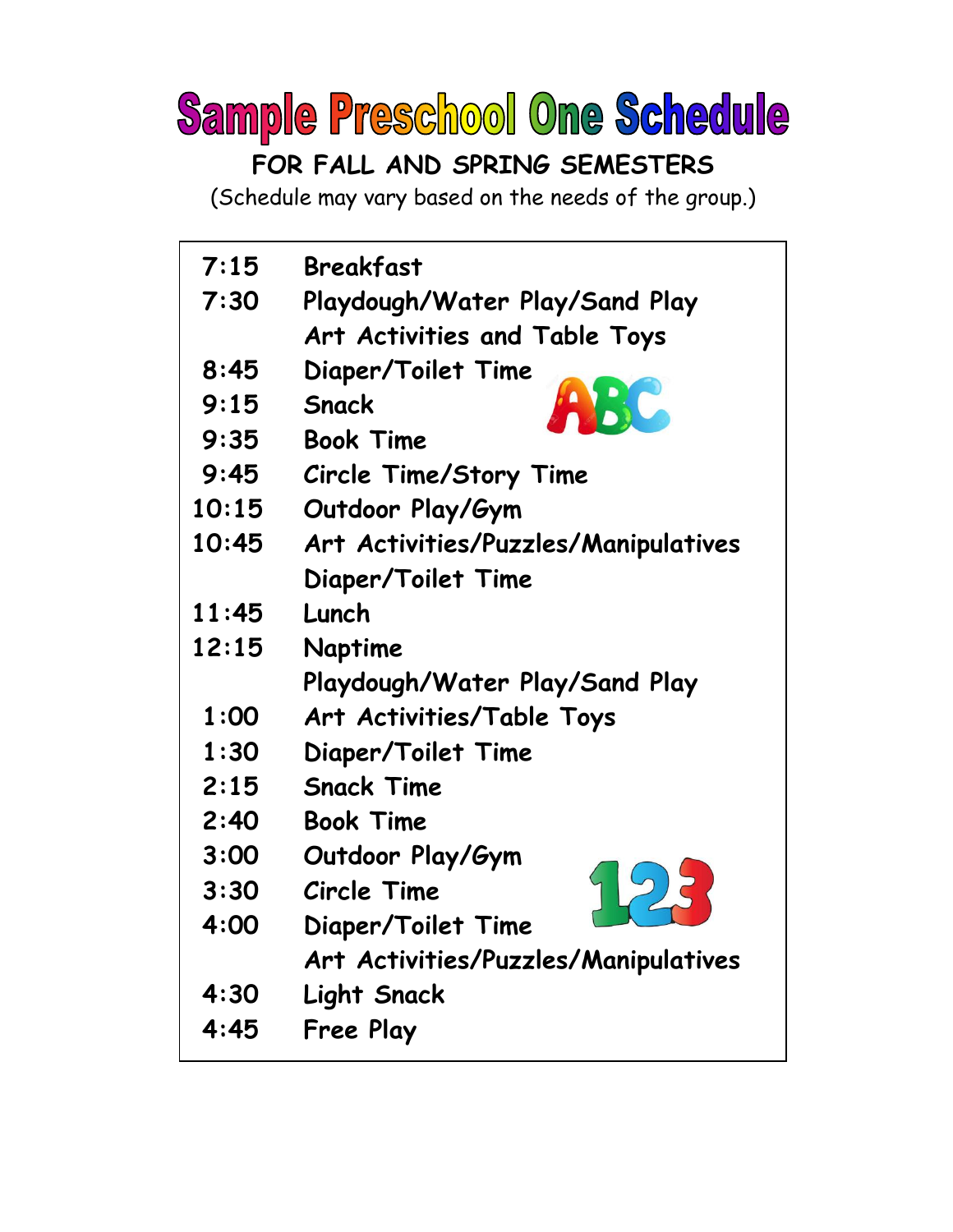# Sample Preschool One Schedule

**FOR FALL AND SPRING SEMESTERS**

(Schedule may vary based on the needs of the group.)

| | |
|---|---|
| 7:15 | Breakfast |
| 7:30 | Playdough/Water Play/Sand Play<br>Art Activities and Table Toys |
| 8:45 | Diaper/Toilet Time |
| 9:15 | Snack |
| 9:35 | Book Time |
| 9:45 | Circle Time/Story Time |
| 10:15 | Outdoor Play/Gym |
| 10:45 | Art Activities/Puzzles/Manipulatives<br>Diaper/Toilet Time |
| 11:45 | Lunch |
| 12:15 | Naptime<br>Playdough/Water Play/Sand Play |
| 1:00 | Art Activities/Table Toys |
| 1:30 | Diaper/Toilet Time |
| 2:15 | Snack Time |
| 2:40 | Book Time |
| 3:00 | Outdoor Play/Gym |
| 3:30 | Circle Time |
| 4:00 | Diaper/Toilet Time<br>Art Activities/Puzzles/Manipulatives |
| 4:30 | Light Snack |
| 4:45 | Free Play |